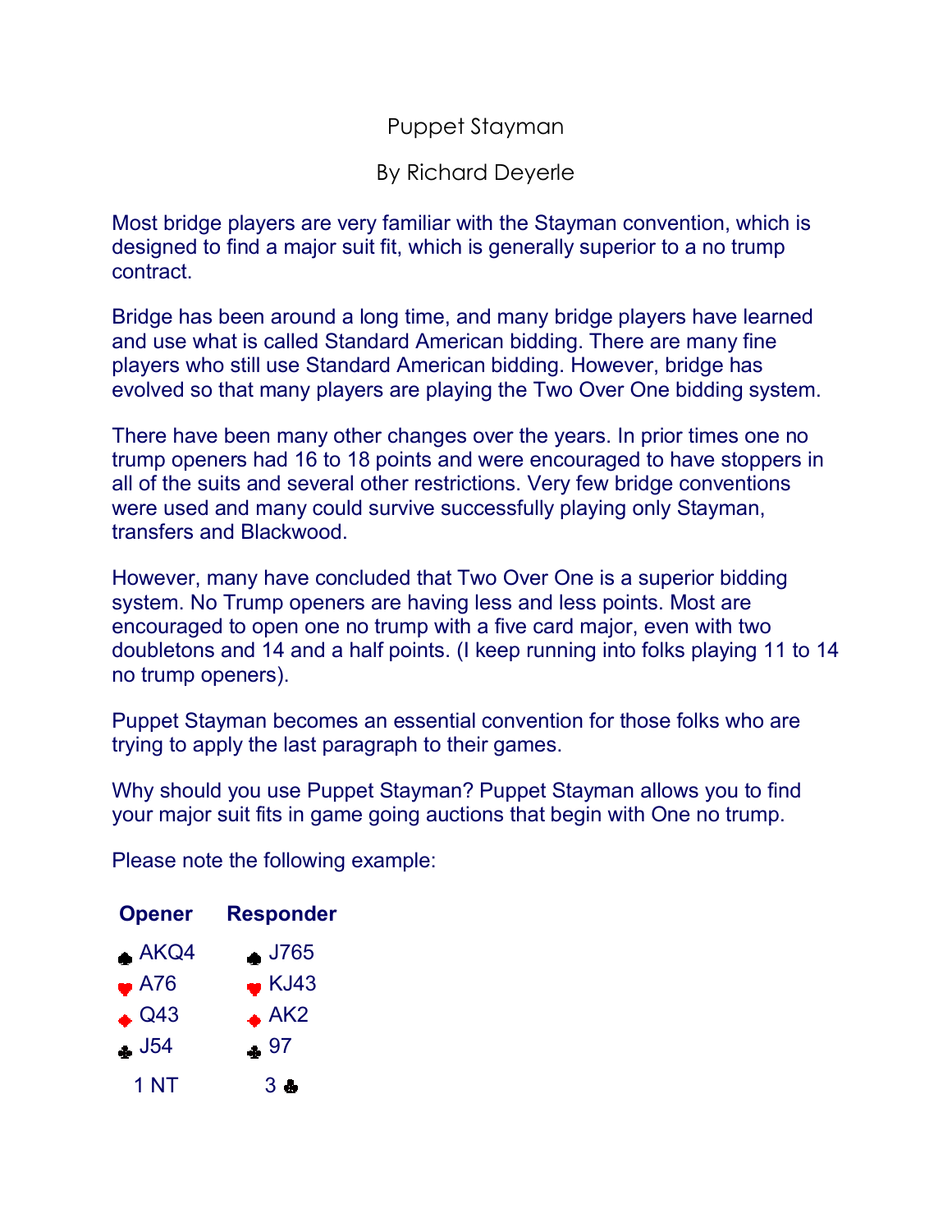# Puppet Stayman

## By Richard Deyerle

Most bridge players are very familiar with the Stayman convention, which is designed to find a major suit fit, which is generally superior to a no trump contract.

Bridge has been around a long time, and many bridge players have learned and use what is called Standard American bidding. There are many fine players who still use Standard American bidding. However, bridge has evolved so that many players are playing the Two Over One bidding system.

There have been many other changes over the years. In prior times one no trump openers had 16 to 18 points and were encouraged to have stoppers in all of the suits and several other restrictions. Very few bridge conventions were used and many could survive successfully playing only Stayman, transfers and Blackwood.

However, many have concluded that Two Over One is a superior bidding system. No Trump openers are having less and less points. Most are encouraged to open one no trump with a five card major, even with two doubletons and 14 and a half points. (I keep running into folks playing 11 to 14 no trump openers).

Puppet Stayman becomes an essential convention for those folks who are trying to apply the last paragraph to their games.

Why should you use Puppet Stayman? Puppet Stayman allows you to find your major suit fits in game going auctions that begin with One no trump.

Please note the following example:

| **Opener** | **Responder** |
|---|---|
| ♠ AKQ4 | ♠ J765 |
| ♥ A76 | ♥ KJ43 |
| ♦ Q43 | ♦ AK2 |
| ♣ J54 | ♣ 97 |
| 1 NT | 3 ♣ |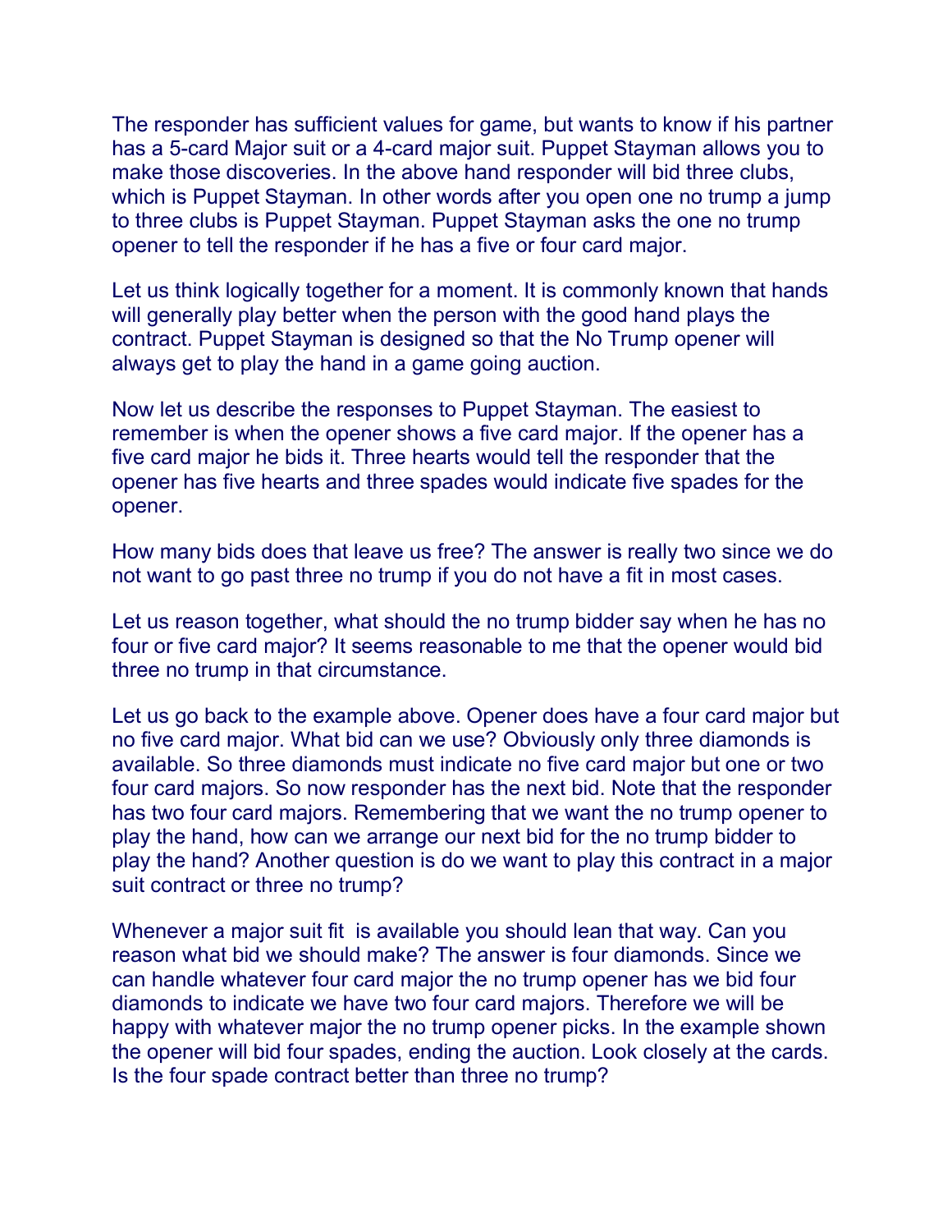The responder has sufficient values for game, but wants to know if his partner has a 5-card Major suit or a 4-card major suit. Puppet Stayman allows you to make those discoveries. In the above hand responder will bid three clubs, which is Puppet Stayman. In other words after you open one no trump a jump to three clubs is Puppet Stayman. Puppet Stayman asks the one no trump opener to tell the responder if he has a five or four card major.

Let us think logically together for a moment. It is commonly known that hands will generally play better when the person with the good hand plays the contract. Puppet Stayman is designed so that the No Trump opener will always get to play the hand in a game going auction.

Now let us describe the responses to Puppet Stayman. The easiest to remember is when the opener shows a five card major. If the opener has a five card major he bids it. Three hearts would tell the responder that the opener has five hearts and three spades would indicate five spades for the opener.

How many bids does that leave us free? The answer is really two since we do not want to go past three no trump if you do not have a fit in most cases.

Let us reason together, what should the no trump bidder say when he has no four or five card major? It seems reasonable to me that the opener would bid three no trump in that circumstance.

Let us go back to the example above. Opener does have a four card major but no five card major. What bid can we use? Obviously only three diamonds is available. So three diamonds must indicate no five card major but one or two four card majors. So now responder has the next bid. Note that the responder has two four card majors. Remembering that we want the no trump opener to play the hand, how can we arrange our next bid for the no trump bidder to play the hand? Another question is do we want to play this contract in a major suit contract or three no trump?

Whenever a major suit fit is available you should lean that way. Can you reason what bid we should make? The answer is four diamonds. Since we can handle whatever four card major the no trump opener has we bid four diamonds to indicate we have two four card majors. Therefore we will be happy with whatever major the no trump opener picks. In the example shown the opener will bid four spades, ending the auction. Look closely at the cards. Is the four spade contract better than three no trump?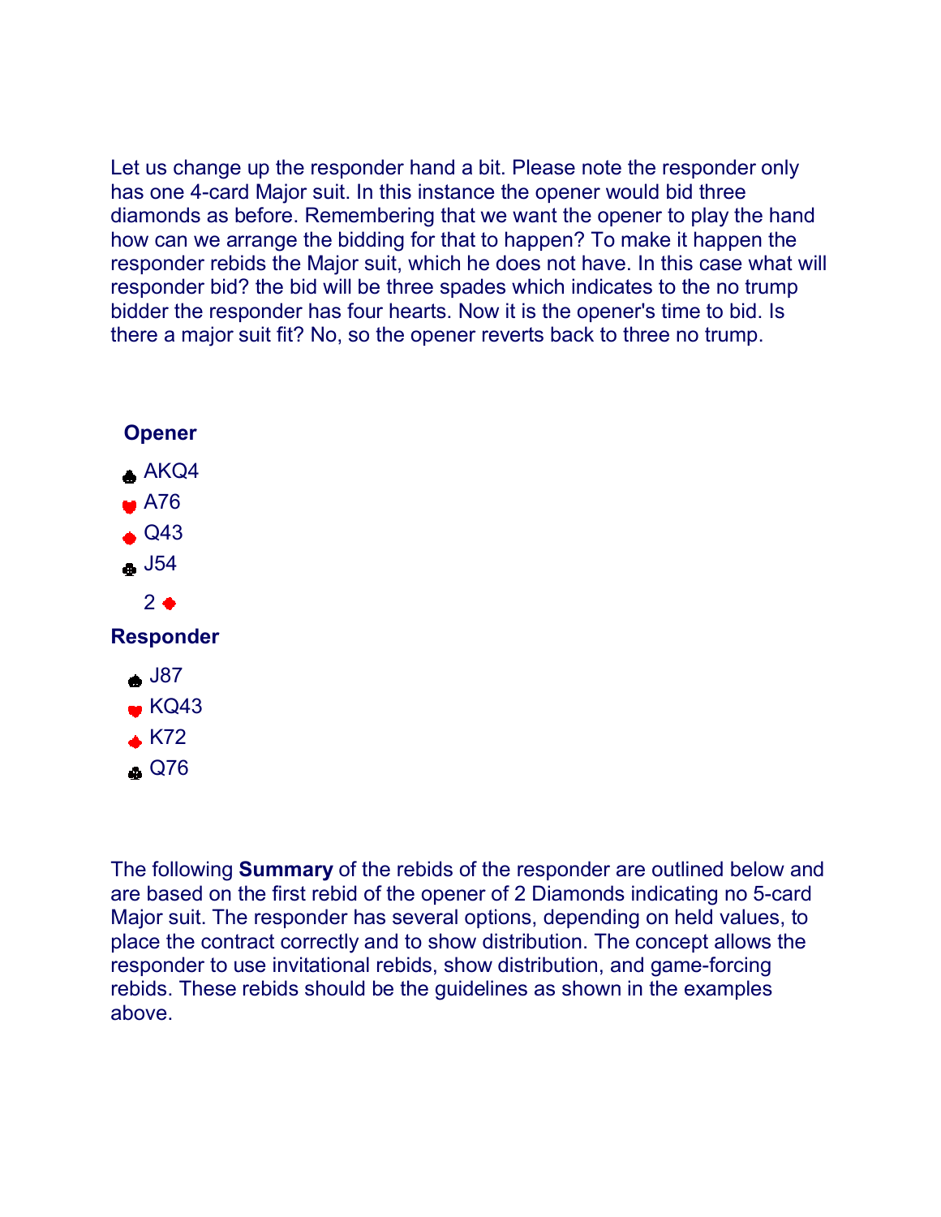Let us change up the responder hand a bit. Please note the responder only has one 4-card Major suit. In this instance the opener would bid three diamonds as before. Remembering that we want the opener to play the hand how can we arrange the bidding for that to happen? To make it happen the responder rebids the Major suit, which he does not have. In this case what will responder bid? the bid will be three spades which indicates to the no trump bidder the responder has four hearts. Now it is the opener's time to bid. Is there a major suit fit? No, so the opener reverts back to three no trump.

**Opener**

♠ AKQ4

♥ A76

♦ Q43

♣ J54

2 ♦

**Responder**

♠ J87

♥ KQ43

♦ K72

♣ Q76

The following **Summary** of the rebids of the responder are outlined below and are based on the first rebid of the opener of 2 Diamonds indicating no 5-card Major suit. The responder has several options, depending on held values, to place the contract correctly and to show distribution. The concept allows the responder to use invitational rebids, show distribution, and game-forcing rebids. These rebids should be the guidelines as shown in the examples above.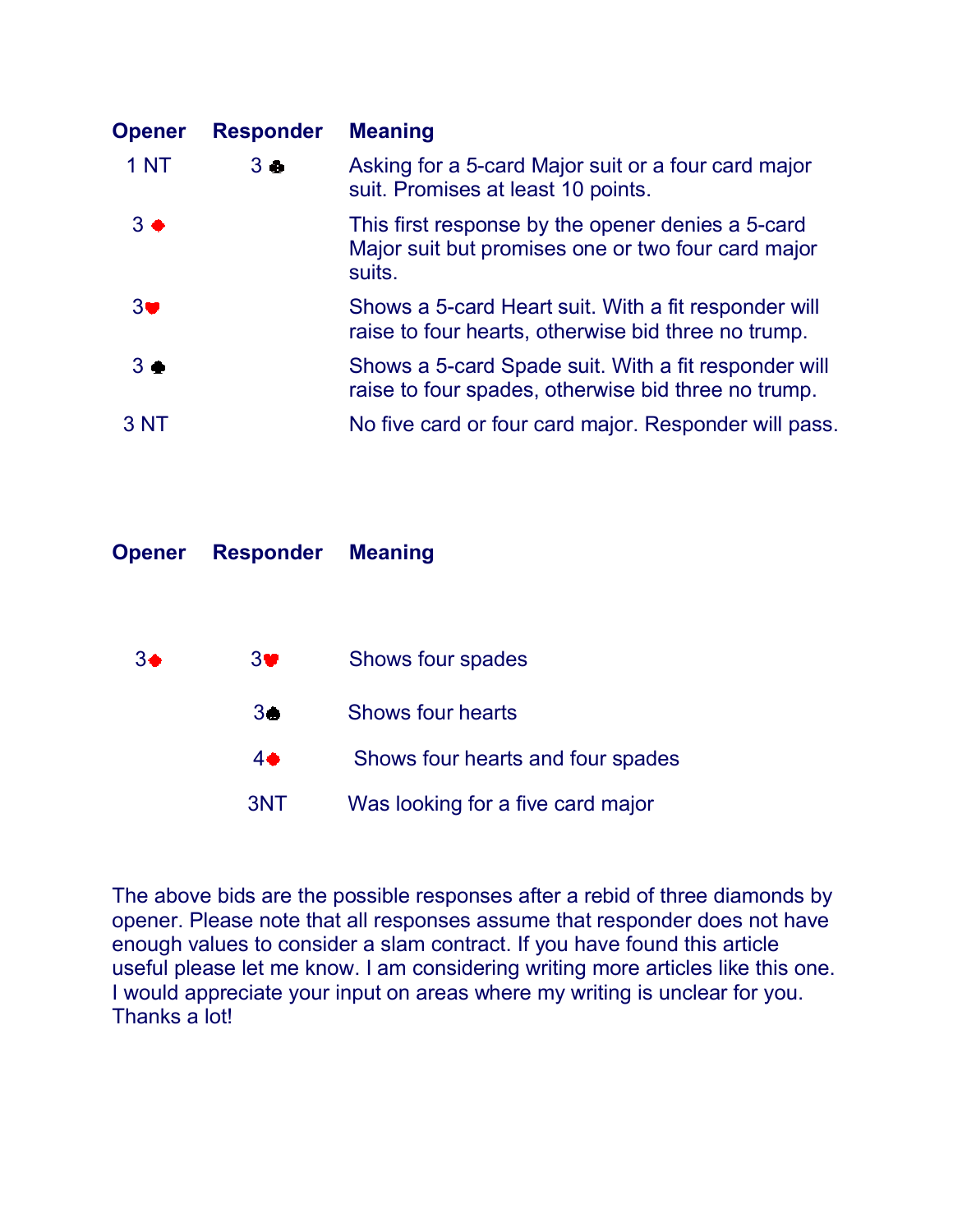| Opener | Responder | Meaning |
|---|---|---|
| 1 NT | 3 ♣ | Asking for a 5-card Major suit or a four card major suit. Promises at least 10 points. |
| 3 ♦ | | This first response by the opener denies a 5-card Major suit but promises one or two four card major suits. |
| 3♥ | | Shows a 5-card Heart suit. With a fit responder will raise to four hearts, otherwise bid three no trump. |
| 3 ♠ | | Shows a 5-card Spade suit. With a fit responder will raise to four spades, otherwise bid three no trump. |
| 3 NT | | No five card or four card major. Responder will pass. |

| Opener | Responder | Meaning |
|---|---|---|
| 3♦ | 3♥ | Shows four spades |
| | 3♠ | Shows four hearts |
| | 4♦ | Shows four hearts and four spades |
| | 3NT | Was looking for a five card major |

The above bids are the possible responses after a rebid of three diamonds by opener. Please note that all responses assume that responder does not have enough values to consider a slam contract. If you have found this article useful please let me know. I am considering writing more articles like this one. I would appreciate your input on areas where my writing is unclear for you. Thanks a lot!